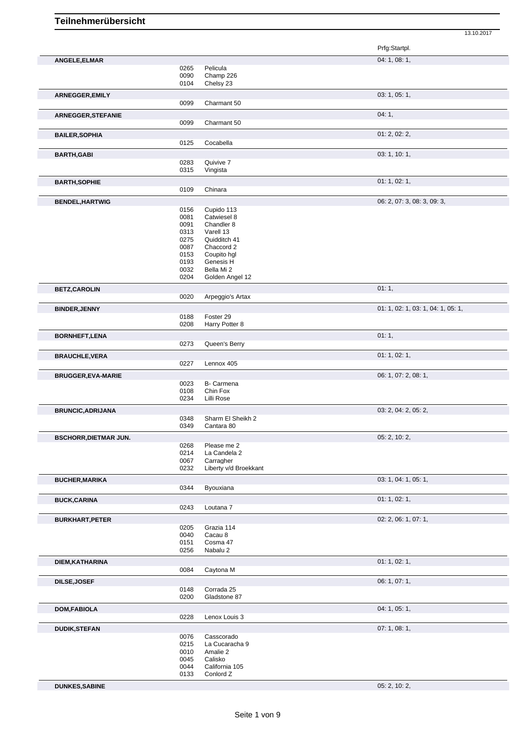# Teilnehmerübersicht

13.10.2017

| Name | Nr. | Pferd | Prfg:Startpl. |
|---|---|---|---|
| **ANGELE,ELMAR** | | | 04: 1, 08: 1, |
| | 0265 | Pelicula | |
| | 0090 | Champ 226 | |
| | 0104 | Chelsy 23 | |
| **ARNEGGER,EMILY** | | | 03: 1, 05: 1, |
| | 0099 | Charmant 50 | |
| **ARNEGGER,STEFANIE** | | | 04: 1, |
| | 0099 | Charmant 50 | |
| **BAILER,SOPHIA** | | | 01: 2, 02: 2, |
| | 0125 | Cocabella | |
| **BARTH,GABI** | | | 03: 1, 10: 1, |
| | 0283 | Quivive 7 | |
| | 0315 | Vingista | |
| **BARTH,SOPHIE** | | | 01: 1, 02: 1, |
| | 0109 | Chinara | |
| **BENDEL,HARTWIG** | | | 06: 2, 07: 3, 08: 3, 09: 3, |
| | 0156 | Cupido 113 | |
| | 0081 | Catwiesel 8 | |
| | 0091 | Chandler 8 | |
| | 0313 | Varell 13 | |
| | 0275 | Quidditch 41 | |
| | 0087 | Chaccord 2 | |
| | 0153 | Coupito hgl | |
| | 0193 | Genesis H | |
| | 0032 | Bella Mi 2 | |
| | 0204 | Golden Angel 12 | |
| **BETZ,CAROLIN** | | | 01: 1, |
| | 0020 | Arpeggio's Artax | |
| **BINDER,JENNY** | | | 01: 1, 02: 1, 03: 1, 04: 1, 05: 1, |
| | 0188 | Foster 29 | |
| | 0208 | Harry Potter 8 | |
| **BORNHEFT,LENA** | | | 01: 1, |
| | 0273 | Queen's Berry | |
| **BRAUCHLE,VERA** | | | 01: 1, 02: 1, |
| | 0227 | Lennox 405 | |
| **BRUGGER,EVA-MARIE** | | | 06: 1, 07: 2, 08: 1, |
| | 0023 | B- Carmena | |
| | 0108 | Chin Fox | |
| | 0234 | Lilli Rose | |
| **BRUNCIC,ADRIJANA** | | | 03: 2, 04: 2, 05: 2, |
| | 0348 | Sharm El Sheikh 2 | |
| | 0349 | Cantara 80 | |
| **BSCHORR,DIETMAR JUN.** | | | 05: 2, 10: 2, |
| | 0268 | Please me 2 | |
| | 0214 | La Candela 2 | |
| | 0067 | Carragher | |
| | 0232 | Liberty v/d Broekkant | |
| **BUCHER,MARIKA** | | | 03: 1, 04: 1, 05: 1, |
| | 0344 | Byouxiana | |
| **BUCK,CARINA** | | | 01: 1, 02: 1, |
| | 0243 | Loutana 7 | |
| **BURKHART,PETER** | | | 02: 2, 06: 1, 07: 1, |
| | 0205 | Grazia 114 | |
| | 0040 | Cacau 8 | |
| | 0151 | Cosma 47 | |
| | 0256 | Nabalu 2 | |
| **DIEM,KATHARINA** | | | 01: 1, 02: 1, |
| | 0084 | Caytona M | |
| **DILSE,JOSEF** | | | 06: 1, 07: 1, |
| | 0148 | Corrada 25 | |
| | 0200 | Gladstone 87 | |
| **DOM,FABIOLA** | | | 04: 1, 05: 1, |
| | 0228 | Lenox Louis 3 | |
| **DUDIK,STEFAN** | | | 07: 1, 08: 1, |
| | 0076 | Casscorado | |
| | 0215 | La Cucaracha 9 | |
| | 0010 | Amalie 2 | |
| | 0045 | Calisko | |
| | 0044 | California 105 | |
| | 0133 | Conlord Z | |
| **DUNKES,SABINE** | | | 05: 2, 10: 2, |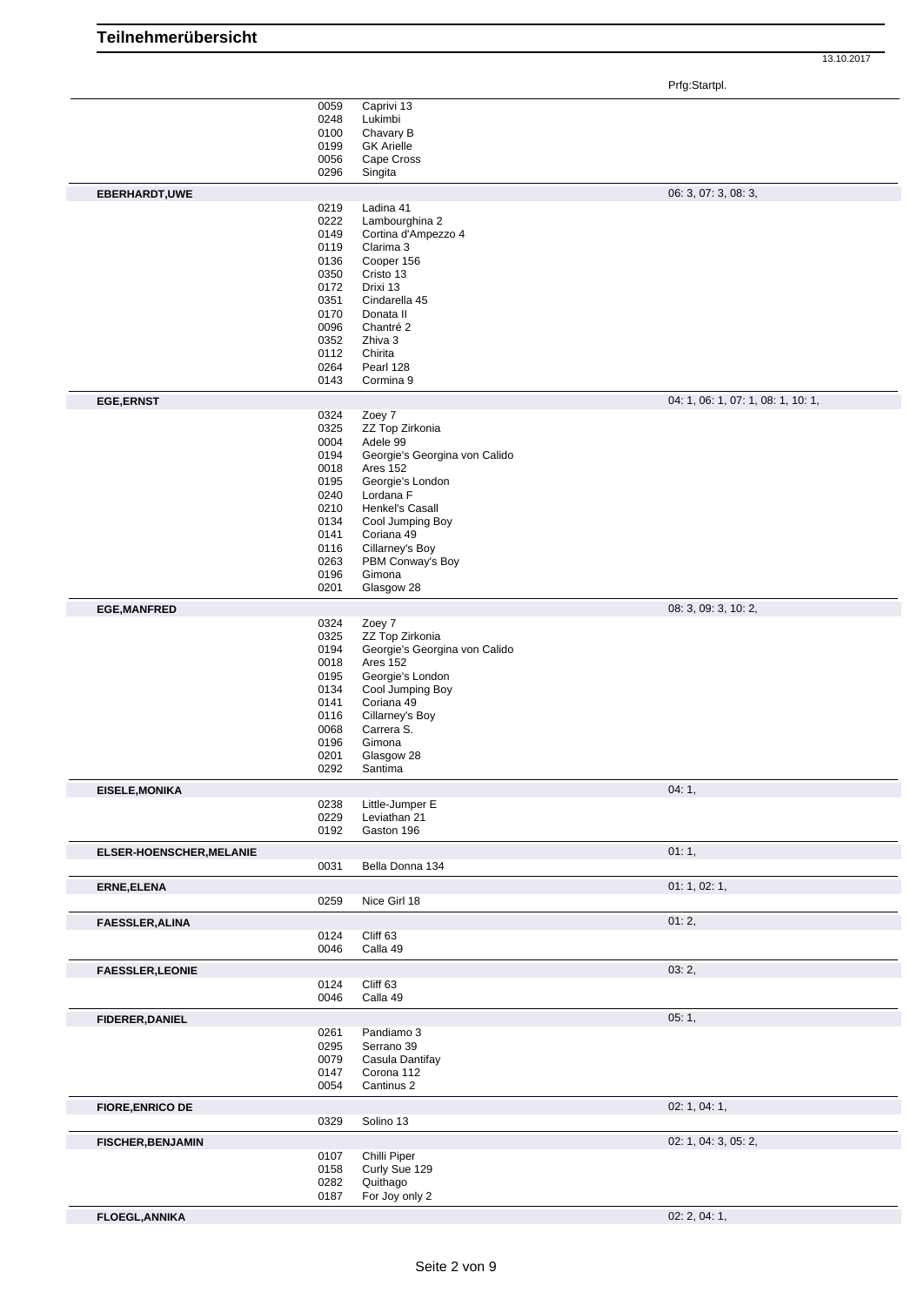# Teilnehmerübersicht

13.10.2017

| Name | Nr. | Pferd | Prfg:Startpl. |
| --- | --- | --- | --- |
| | 0059 | Caprivi 13 | |
| | 0248 | Lukimbi | |
| | 0100 | Chavary B | |
| | 0199 | GK Arielle | |
| | 0056 | Cape Cross | |
| | 0296 | Singita | |
| **EBERHARDT,UWE** | | | 06: 3, 07: 3, 08: 3, |
| | 0219 | Ladina 41 | |
| | 0222 | Lambourghina 2 | |
| | 0149 | Cortina d'Ampezzo 4 | |
| | 0119 | Clarima 3 | |
| | 0136 | Cooper 156 | |
| | 0350 | Cristo 13 | |
| | 0172 | Drixi 13 | |
| | 0351 | Cindarella 45 | |
| | 0170 | Donata II | |
| | 0096 | Chantré 2 | |
| | 0352 | Zhiva 3 | |
| | 0112 | Chirita | |
| | 0264 | Pearl 128 | |
| | 0143 | Cormina 9 | |
| **EGE,ERNST** | | | 04: 1, 06: 1, 07: 1, 08: 1, 10: 1, |
| | 0324 | Zoey 7 | |
| | 0325 | ZZ Top Zirkonia | |
| | 0004 | Adele 99 | |
| | 0194 | Georgie's Georgina von Calido | |
| | 0018 | Ares 152 | |
| | 0195 | Georgie's London | |
| | 0240 | Lordana F | |
| | 0210 | Henkel's Casall | |
| | 0134 | Cool Jumping Boy | |
| | 0141 | Coriana 49 | |
| | 0116 | Cillarney's Boy | |
| | 0263 | PBM Conway's Boy | |
| | 0196 | Gimona | |
| | 0201 | Glasgow 28 | |
| **EGE,MANFRED** | | | 08: 3, 09: 3, 10: 2, |
| | 0324 | Zoey 7 | |
| | 0325 | ZZ Top Zirkonia | |
| | 0194 | Georgie's Georgina von Calido | |
| | 0018 | Ares 152 | |
| | 0195 | Georgie's London | |
| | 0134 | Cool Jumping Boy | |
| | 0141 | Coriana 49 | |
| | 0116 | Cillarney's Boy | |
| | 0068 | Carrera S. | |
| | 0196 | Gimona | |
| | 0201 | Glasgow 28 | |
| | 0292 | Santima | |
| **EISELE,MONIKA** | | | 04: 1, |
| | 0238 | Little-Jumper E | |
| | 0229 | Leviathan 21 | |
| | 0192 | Gaston 196 | |
| **ELSER-HOENSCHER,MELANIE** | | | 01: 1, |
| | 0031 | Bella Donna 134 | |
| **ERNE,ELENA** | | | 01: 1, 02: 1, |
| | 0259 | Nice Girl 18 | |
| **FAESSLER,ALINA** | | | 01: 2, |
| | 0124 | Cliff 63 | |
| | 0046 | Calla 49 | |
| **FAESSLER,LEONIE** | | | 03: 2, |
| | 0124 | Cliff 63 | |
| | 0046 | Calla 49 | |
| **FIDERER,DANIEL** | | | 05: 1, |
| | 0261 | Pandiamo 3 | |
| | 0295 | Serrano 39 | |
| | 0079 | Casula Dantifay | |
| | 0147 | Corona 112 | |
| | 0054 | Cantinus 2 | |
| **FIORE,ENRICO DE** | | | 02: 1, 04: 1, |
| | 0329 | Solino 13 | |
| **FISCHER,BENJAMIN** | | | 02: 1, 04: 3, 05: 2, |
| | 0107 | Chilli Piper | |
| | 0158 | Curly Sue 129 | |
| | 0282 | Quithago | |
| | 0187 | For Joy only 2 | |
| **FLOEGL,ANNIKA** | | | 02: 2, 04: 1, |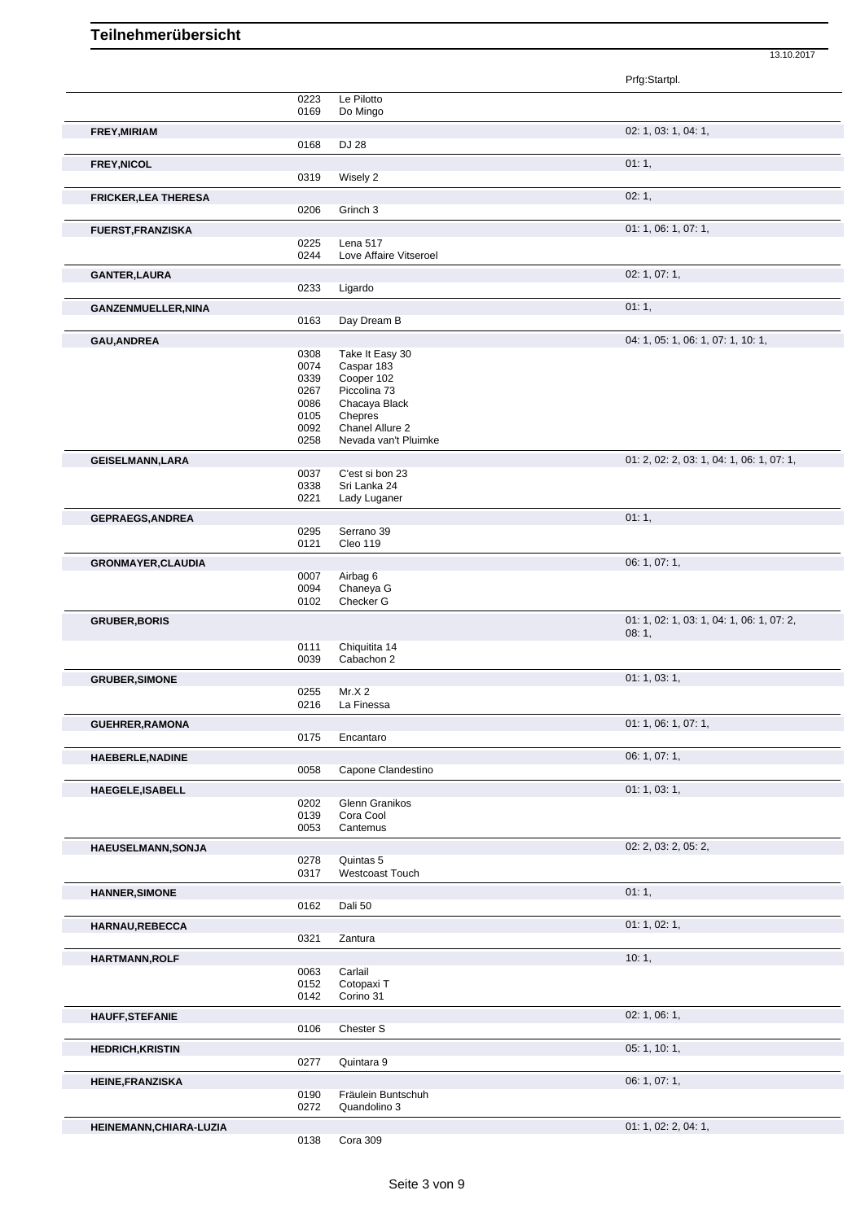# Teilnehmerübersicht

13.10.2017

| Name | Nr. | Pferd | Prfg:Startpl. |
|---|---|---|---|
| | 0223 | Le Pilotto | |
| | 0169 | Do Mingo | |
| **FREY,MIRIAM** | | | 02: 1, 03: 1, 04: 1, |
| | 0168 | DJ 28 | |
| **FREY,NICOL** | | | 01: 1, |
| | 0319 | Wisely 2 | |
| **FRICKER,LEA THERESA** | | | 02: 1, |
| | 0206 | Grinch 3 | |
| **FUERST,FRANZISKA** | | | 01: 1, 06: 1, 07: 1, |
| | 0225 | Lena 517 | |
| | 0244 | Love Affaire Vitseroel | |
| **GANTER,LAURA** | | | 02: 1, 07: 1, |
| | 0233 | Ligardo | |
| **GANZENMUELLER,NINA** | | | 01: 1, |
| | 0163 | Day Dream B | |
| **GAU,ANDREA** | | | 04: 1, 05: 1, 06: 1, 07: 1, 10: 1, |
| | 0308 | Take It Easy 30 | |
| | 0074 | Caspar 183 | |
| | 0339 | Cooper 102 | |
| | 0267 | Piccolina 73 | |
| | 0086 | Chacaya Black | |
| | 0105 | Chepres | |
| | 0092 | Chanel Allure 2 | |
| | 0258 | Nevada van't Pluimke | |
| **GEISELMANN,LARA** | | | 01: 2, 02: 2, 03: 1, 04: 1, 06: 1, 07: 1, |
| | 0037 | C'est si bon 23 | |
| | 0338 | Sri Lanka 24 | |
| | 0221 | Lady Luganer | |
| **GEPRAEGS,ANDREA** | | | 01: 1, |
| | 0295 | Serrano 39 | |
| | 0121 | Cleo 119 | |
| **GRONMAYER,CLAUDIA** | | | 06: 1, 07: 1, |
| | 0007 | Airbag 6 | |
| | 0094 | Chaneya G | |
| | 0102 | Checker G | |
| **GRUBER,BORIS** | | | 01: 1, 02: 1, 03: 1, 04: 1, 06: 1, 07: 2, 08: 1, |
| | 0111 | Chiquitita 14 | |
| | 0039 | Cabachon 2 | |
| **GRUBER,SIMONE** | | | 01: 1, 03: 1, |
| | 0255 | Mr.X 2 | |
| | 0216 | La Finessa | |
| **GUEHRER,RAMONA** | | | 01: 1, 06: 1, 07: 1, |
| | 0175 | Encantaro | |
| **HAEBERLE,NADINE** | | | 06: 1, 07: 1, |
| | 0058 | Capone Clandestino | |
| **HAEGELE,ISABELL** | | | 01: 1, 03: 1, |
| | 0202 | Glenn Granikos | |
| | 0139 | Cora Cool | |
| | 0053 | Cantemus | |
| **HAEUSELMANN,SONJA** | | | 02: 2, 03: 2, 05: 2, |
| | 0278 | Quintas 5 | |
| | 0317 | Westcoast Touch | |
| **HANNER,SIMONE** | | | 01: 1, |
| | 0162 | Dali 50 | |
| **HARNAU,REBECCA** | | | 01: 1, 02: 1, |
| | 0321 | Zantura | |
| **HARTMANN,ROLF** | | | 10: 1, |
| | 0063 | Carlail | |
| | 0152 | Cotopaxi T | |
| | 0142 | Corino 31 | |
| **HAUFF,STEFANIE** | | | 02: 1, 06: 1, |
| | 0106 | Chester S | |
| **HEDRICH,KRISTIN** | | | 05: 1, 10: 1, |
| | 0277 | Quintara 9 | |
| **HEINE,FRANZISKA** | | | 06: 1, 07: 1, |
| | 0190 | Fräulein Buntschuh | |
| | 0272 | Quandolino 3 | |
| **HEINEMANN,CHIARA-LUZIA** | | | 01: 1, 02: 2, 04: 1, |
| | 0138 | Cora 309 | |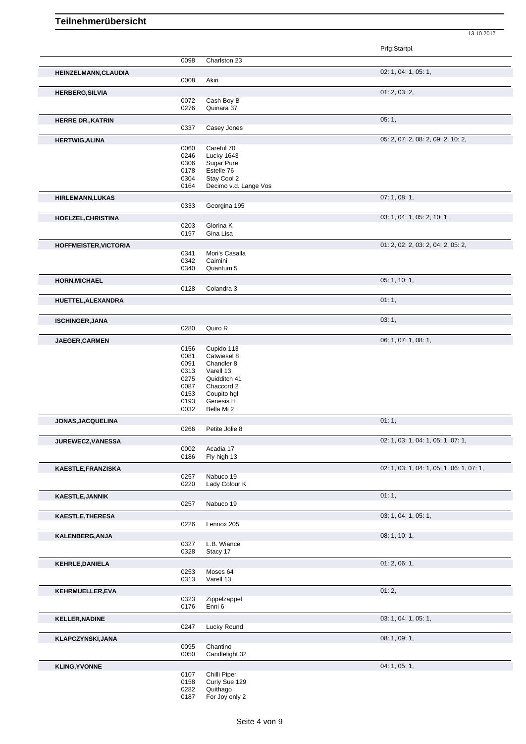# Teilnehmerübersicht

13.10.2017

| Name | Nr. | Pferd | Prfg:Startpl. |
|---|---|---|---|
| | 0098 | Charlston 23 | |
| HEINZELMANN,CLAUDIA | | | 02: 1, 04: 1, 05: 1, |
| | 0008 | Akiri | |
| HERBERG,SILVIA | | | 01: 2, 03: 2, |
| | 0072 | Cash Boy B | |
| | 0276 | Quinara 37 | |
| HERRE DR.,KATRIN | | | 05: 1, |
| | 0337 | Casey Jones | |
| HERTWIG,ALINA | | | 05: 2, 07: 2, 08: 2, 09: 2, 10: 2, |
| | 0060 | Careful 70 | |
| | 0246 | Lucky 1643 | |
| | 0306 | Sugar Pure | |
| | 0178 | Estelle 76 | |
| | 0304 | Stay Cool 2 | |
| | 0164 | Decimo v.d. Lange Vos | |
| HIRLEMANN,LUKAS | | | 07: 1, 08: 1, |
| | 0333 | Georgina 195 | |
| HOELZEL,CHRISTINA | | | 03: 1, 04: 1, 05: 2, 10: 1, |
| | 0203 | Glorina K | |
| | 0197 | Gina Lisa | |
| HOFFMEISTER,VICTORIA | | | 01: 2, 02: 2, 03: 2, 04: 2, 05: 2, |
| | 0341 | Mori's Casalla | |
| | 0342 | Caimini | |
| | 0340 | Quantum 5 | |
| HORN,MICHAEL | | | 05: 1, 10: 1, |
| | 0128 | Colandra 3 | |
| HUETTEL,ALEXANDRA | | | 01: 1, |
| ISCHINGER,JANA | | | 03: 1, |
| | 0280 | Quiro R | |
| JAEGER,CARMEN | | | 06: 1, 07: 1, 08: 1, |
| | 0156 | Cupido 113 | |
| | 0081 | Catwiesel 8 | |
| | 0091 | Chandler 8 | |
| | 0313 | Varell 13 | |
| | 0275 | Quidditch 41 | |
| | 0087 | Chaccord 2 | |
| | 0153 | Coupito hgl | |
| | 0193 | Genesis H | |
| | 0032 | Bella Mi 2 | |
| JONAS,JACQUELINA | | | 01: 1, |
| | 0266 | Petite Jolie 8 | |
| JUREWECZ,VANESSA | | | 02: 1, 03: 1, 04: 1, 05: 1, 07: 1, |
| | 0002 | Acadia 17 | |
| | 0186 | Fly high 13 | |
| KAESTLE,FRANZISKA | | | 02: 1, 03: 1, 04: 1, 05: 1, 06: 1, 07: 1, |
| | 0257 | Nabuco 19 | |
| | 0220 | Lady Colour K | |
| KAESTLE,JANNIK | | | 01: 1, |
| | 0257 | Nabuco 19 | |
| KAESTLE,THERESA | | | 03: 1, 04: 1, 05: 1, |
| | 0226 | Lennox 205 | |
| KALENBERG,ANJA | | | 08: 1, 10: 1, |
| | 0327 | L.B. Wiance | |
| | 0328 | Stacy 17 | |
| KEHRLE,DANIELA | | | 01: 2, 06: 1, |
| | 0253 | Moses 64 | |
| | 0313 | Varell 13 | |
| KEHRMUELLER,EVA | | | 01: 2, |
| | 0323 | Zippelzappel | |
| | 0176 | Enni 6 | |
| KELLER,NADINE | | | 03: 1, 04: 1, 05: 1, |
| | 0247 | Lucky Round | |
| KLAPCZYNSKI,JANA | | | 08: 1, 09: 1, |
| | 0095 | Chantino | |
| | 0050 | Candlelight 32 | |
| KLING,YVONNE | | | 04: 1, 05: 1, |
| | 0107 | Chilli Piper | |
| | 0158 | Curly Sue 129 | |
| | 0282 | Quithago | |
| | 0187 | For Joy only 2 | |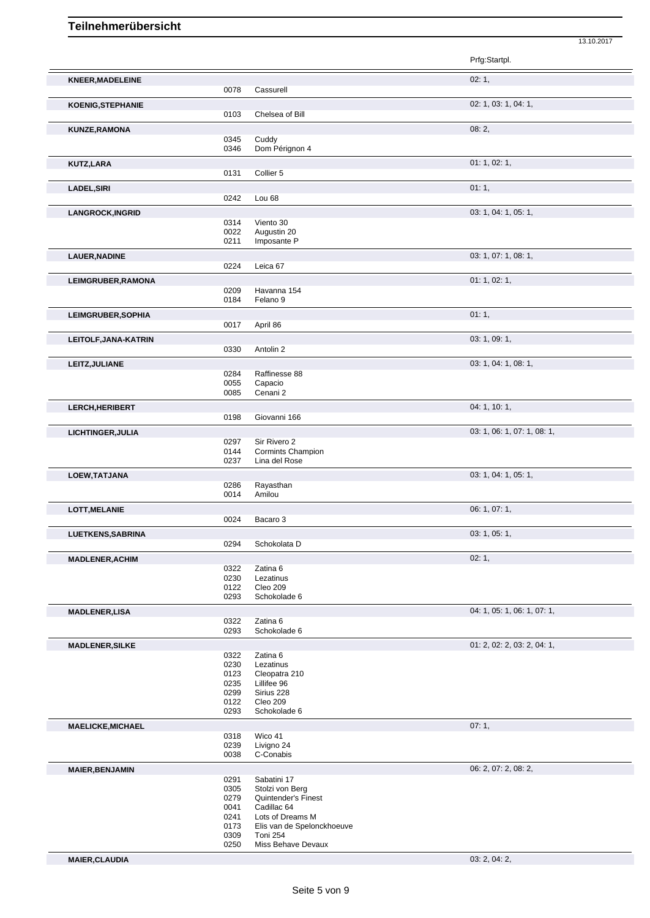# Teilnehmerübersicht

13.10.2017

| Name | Nr. | Pferd | Prfg:Startpl. |
|---|---|---|---|
| **KNEER,MADELEINE** | | | 02: 1, |
| | 0078 | Cassurell | |
| **KOENIG,STEPHANIE** | | | 02: 1, 03: 1, 04: 1, |
| | 0103 | Chelsea of Bill | |
| **KUNZE,RAMONA** | | | 08: 2, |
| | 0345 | Cuddy | |
| | 0346 | Dom Pérignon 4 | |
| **KUTZ,LARA** | | | 01: 1, 02: 1, |
| | 0131 | Collier 5 | |
| **LADEL,SIRI** | | | 01: 1, |
| | 0242 | Lou 68 | |
| **LANGROCK,INGRID** | | | 03: 1, 04: 1, 05: 1, |
| | 0314 | Viento 30 | |
| | 0022 | Augustin 20 | |
| | 0211 | Imposante P | |
| **LAUER,NADINE** | | | 03: 1, 07: 1, 08: 1, |
| | 0224 | Leica 67 | |
| **LEIMGRUBER,RAMONA** | | | 01: 1, 02: 1, |
| | 0209 | Havanna 154 | |
| | 0184 | Felano 9 | |
| **LEIMGRUBER,SOPHIA** | | | 01: 1, |
| | 0017 | April 86 | |
| **LEITOLF,JANA-KATRIN** | | | 03: 1, 09: 1, |
| | 0330 | Antolin 2 | |
| **LEITZ,JULIANE** | | | 03: 1, 04: 1, 08: 1, |
| | 0284 | Raffinesse 88 | |
| | 0055 | Capacio | |
| | 0085 | Cenani 2 | |
| **LERCH,HERIBERT** | | | 04: 1, 10: 1, |
| | 0198 | Giovanni 166 | |
| **LICHTINGER,JULIA** | | | 03: 1, 06: 1, 07: 1, 08: 1, |
| | 0297 | Sir Rivero 2 | |
| | 0144 | Cormints Champion | |
| | 0237 | Lina del Rose | |
| **LOEW,TATJANA** | | | 03: 1, 04: 1, 05: 1, |
| | 0286 | Rayasthan | |
| | 0014 | Amilou | |
| **LOTT,MELANIE** | | | 06: 1, 07: 1, |
| | 0024 | Bacaro 3 | |
| **LUETKENS,SABRINA** | | | 03: 1, 05: 1, |
| | 0294 | Schokolata D | |
| **MADLENER,ACHIM** | | | 02: 1, |
| | 0322 | Zatina 6 | |
| | 0230 | Lezatinus | |
| | 0122 | Cleo 209 | |
| | 0293 | Schokolade 6 | |
| **MADLENER,LISA** | | | 04: 1, 05: 1, 06: 1, 07: 1, |
| | 0322 | Zatina 6 | |
| | 0293 | Schokolade 6 | |
| **MADLENER,SILKE** | | | 01: 2, 02: 2, 03: 2, 04: 1, |
| | 0322 | Zatina 6 | |
| | 0230 | Lezatinus | |
| | 0123 | Cleopatra 210 | |
| | 0235 | Lillifee 96 | |
| | 0299 | Sirius 228 | |
| | 0122 | Cleo 209 | |
| | 0293 | Schokolade 6 | |
| **MAELICKE,MICHAEL** | | | 07: 1, |
| | 0318 | Wico 41 | |
| | 0239 | Livigno 24 | |
| | 0038 | C-Conabis | |
| **MAIER,BENJAMIN** | | | 06: 2, 07: 2, 08: 2, |
| | 0291 | Sabatini 17 | |
| | 0305 | Stolzi von Berg | |
| | 0279 | Quintender's Finest | |
| | 0041 | Cadillac 64 | |
| | 0241 | Lots of Dreams M | |
| | 0173 | Elis van de Spelonckhoeuve | |
| | 0309 | Toni 254 | |
| | 0250 | Miss Behave Devaux | |
| **MAIER,CLAUDIA** | | | 03: 2, 04: 2, |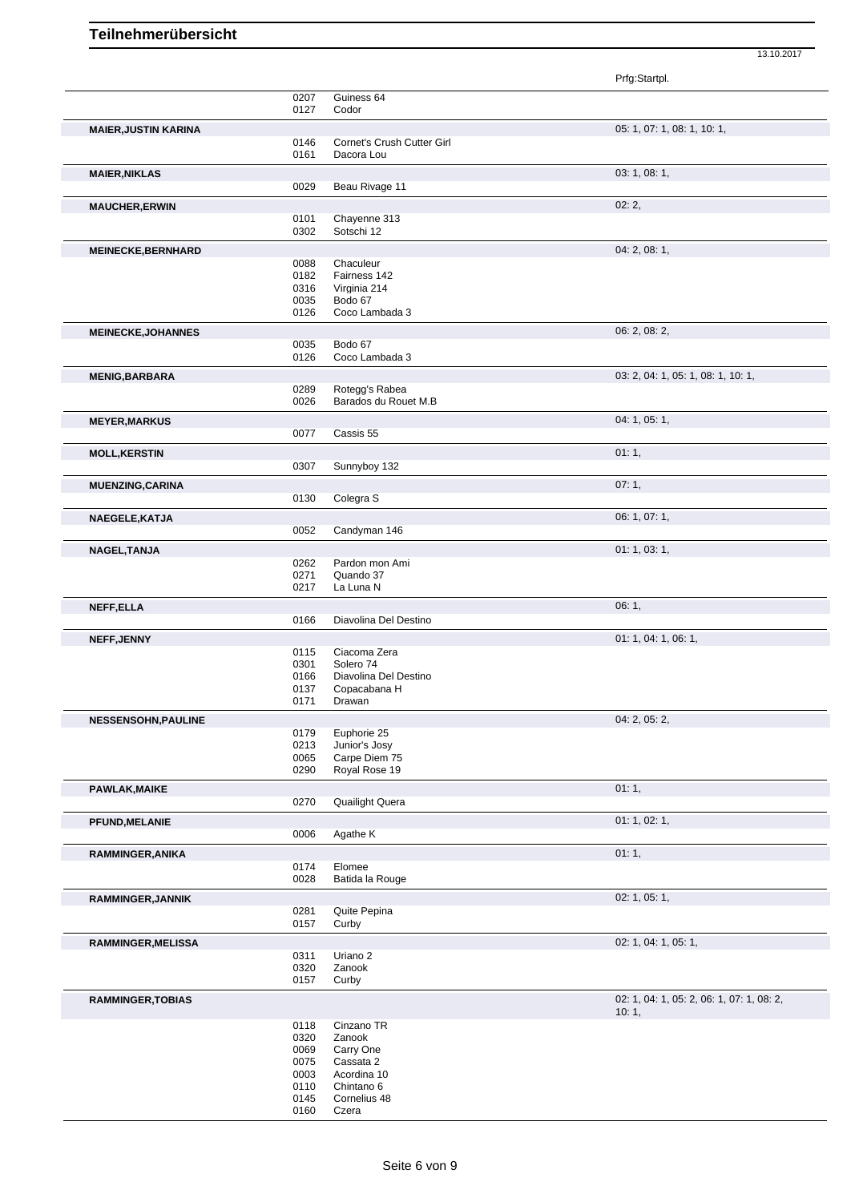# Teilnehmerübersicht

13.10.2017

| | | | Prfg:Startpl. |
|---|---|---|---|
| | 0207 | Guiness 64 | |
| | 0127 | Codor | |
| **MAIER,JUSTIN KARINA** | | | 05: 1, 07: 1, 08: 1, 10: 1, |
| | 0146 | Cornet's Crush Cutter Girl | |
| | 0161 | Dacora Lou | |
| **MAIER,NIKLAS** | | | 03: 1, 08: 1, |
| | 0029 | Beau Rivage 11 | |
| **MAUCHER,ERWIN** | | | 02: 2, |
| | 0101 | Chayenne 313 | |
| | 0302 | Sotschi 12 | |
| **MEINECKE,BERNHARD** | | | 04: 2, 08: 1, |
| | 0088 | Chaculeur | |
| | 0182 | Fairness 142 | |
| | 0316 | Virginia 214 | |
| | 0035 | Bodo 67 | |
| | 0126 | Coco Lambada 3 | |
| **MEINECKE,JOHANNES** | | | 06: 2, 08: 2, |
| | 0035 | Bodo 67 | |
| | 0126 | Coco Lambada 3 | |
| **MENIG,BARBARA** | | | 03: 2, 04: 1, 05: 1, 08: 1, 10: 1, |
| | 0289 | Rotegg's Rabea | |
| | 0026 | Barados du Rouet M.B | |
| **MEYER,MARKUS** | | | 04: 1, 05: 1, |
| | 0077 | Cassis 55 | |
| **MOLL,KERSTIN** | | | 01: 1, |
| | 0307 | Sunnyboy 132 | |
| **MUENZING,CARINA** | | | 07: 1, |
| | 0130 | Colegra S | |
| **NAEGELE,KATJA** | | | 06: 1, 07: 1, |
| | 0052 | Candyman 146 | |
| **NAGEL,TANJA** | | | 01: 1, 03: 1, |
| | 0262 | Pardon mon Ami | |
| | 0271 | Quando 37 | |
| | 0217 | La Luna N | |
| **NEFF,ELLA** | | | 06: 1, |
| | 0166 | Diavolina Del Destino | |
| **NEFF,JENNY** | | | 01: 1, 04: 1, 06: 1, |
| | 0115 | Ciacoma Zera | |
| | 0301 | Solero 74 | |
| | 0166 | Diavolina Del Destino | |
| | 0137 | Copacabana H | |
| | 0171 | Drawan | |
| **NESSENSOHN,PAULINE** | | | 04: 2, 05: 2, |
| | 0179 | Euphorie 25 | |
| | 0213 | Junior's Josy | |
| | 0065 | Carpe Diem 75 | |
| | 0290 | Royal Rose 19 | |
| **PAWLAK,MAIKE** | | | 01: 1, |
| | 0270 | Quailight Quera | |
| **PFUND,MELANIE** | | | 01: 1, 02: 1, |
| | 0006 | Agathe K | |
| **RAMMINGER,ANIKA** | | | 01: 1, |
| | 0174 | Elomee | |
| | 0028 | Batida la Rouge | |
| **RAMMINGER,JANNIK** | | | 02: 1, 05: 1, |
| | 0281 | Quite Pepina | |
| | 0157 | Curby | |
| **RAMMINGER,MELISSA** | | | 02: 1, 04: 1, 05: 1, |
| | 0311 | Uriano 2 | |
| | 0320 | Zanook | |
| | 0157 | Curby | |
| **RAMMINGER,TOBIAS** | | | 02: 1, 04: 1, 05: 2, 06: 1, 07: 1, 08: 2, 10: 1, |
| | 0118 | Cinzano TR | |
| | 0320 | Zanook | |
| | 0069 | Carry One | |
| | 0075 | Cassata 2 | |
| | 0003 | Acordina 10 | |
| | 0110 | Chintano 6 | |
| | 0145 | Cornelius 48 | |
| | 0160 | Czera | |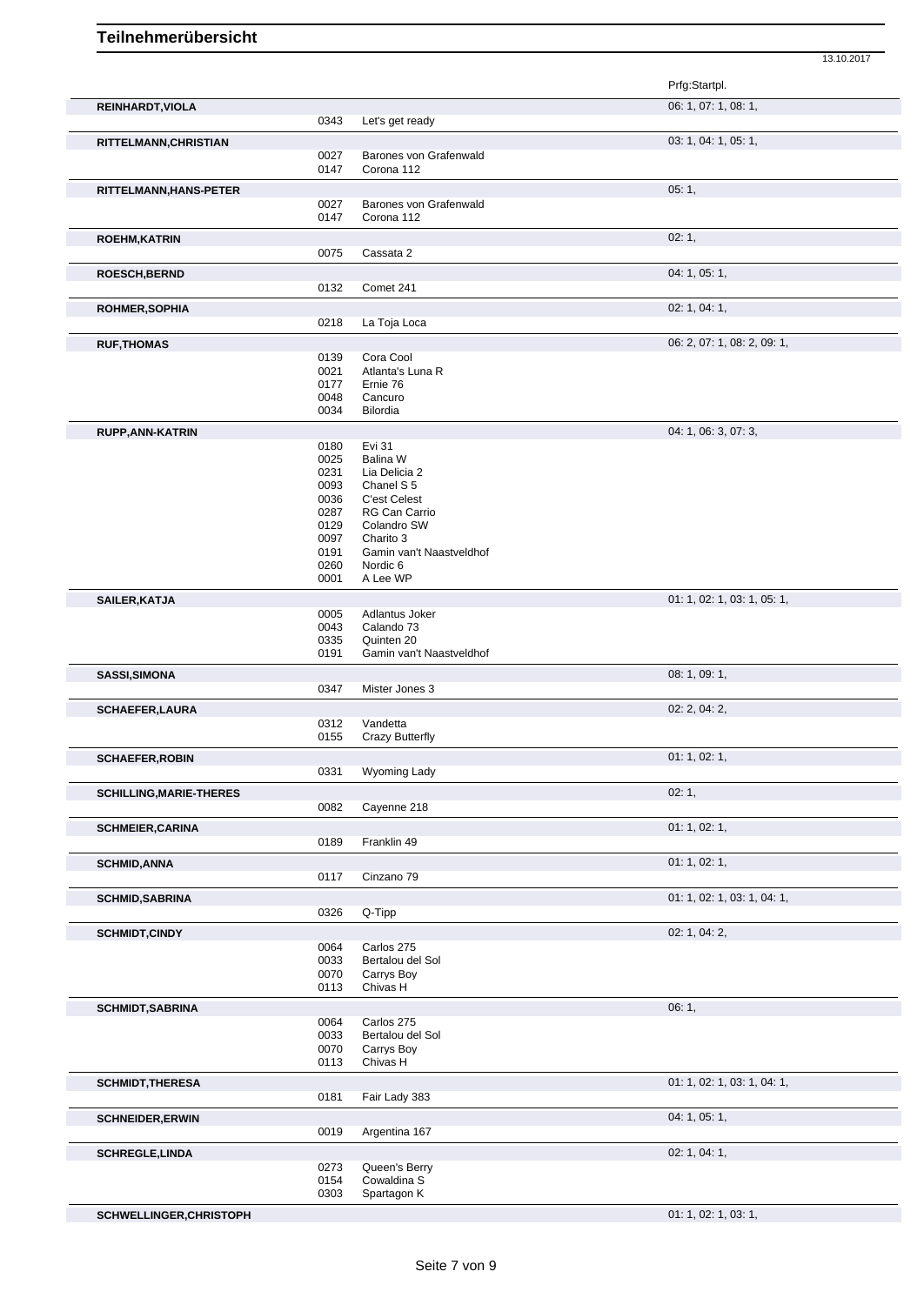# Teilnehmerübersicht

13.10.2017

| Name | Nr. | Pferd | Prfg:Startpl. |
|---|---|---|---|
| **REINHARDT,VIOLA** | | | 06: 1, 07: 1, 08: 1, |
| | 0343 | Let's get ready | |
| **RITTELMANN,CHRISTIAN** | | | 03: 1, 04: 1, 05: 1, |
| | 0027 | Barones von Grafenwald | |
| | 0147 | Corona 112 | |
| **RITTELMANN,HANS-PETER** | | | 05: 1, |
| | 0027 | Barones von Grafenwald | |
| | 0147 | Corona 112 | |
| **ROEHM,KATRIN** | | | 02: 1, |
| | 0075 | Cassata 2 | |
| **ROESCH,BERND** | | | 04: 1, 05: 1, |
| | 0132 | Comet 241 | |
| **ROHMER,SOPHIA** | | | 02: 1, 04: 1, |
| | 0218 | La Toja Loca | |
| **RUF,THOMAS** | | | 06: 2, 07: 1, 08: 2, 09: 1, |
| | 0139 | Cora Cool | |
| | 0021 | Atlanta's Luna R | |
| | 0177 | Ernie 76 | |
| | 0048 | Cancuro | |
| | 0034 | Bilordia | |
| **RUPP,ANN-KATRIN** | | | 04: 1, 06: 3, 07: 3, |
| | 0180 | Evi 31 | |
| | 0025 | Balina W | |
| | 0231 | Lia Delicia 2 | |
| | 0093 | Chanel S 5 | |
| | 0036 | C'est Celest | |
| | 0287 | RG Can Carrio | |
| | 0129 | Colandro SW | |
| | 0097 | Charito 3 | |
| | 0191 | Gamin van't Naastveldhof | |
| | 0260 | Nordic 6 | |
| | 0001 | A Lee WP | |
| **SAILER,KATJA** | | | 01: 1, 02: 1, 03: 1, 05: 1, |
| | 0005 | Adlantus Joker | |
| | 0043 | Calando 73 | |
| | 0335 | Quinten 20 | |
| | 0191 | Gamin van't Naastveldhof | |
| **SASSI,SIMONA** | | | 08: 1, 09: 1, |
| | 0347 | Mister Jones 3 | |
| **SCHAEFER,LAURA** | | | 02: 2, 04: 2, |
| | 0312 | Vandetta | |
| | 0155 | Crazy Butterfly | |
| **SCHAEFER,ROBIN** | | | 01: 1, 02: 1, |
| | 0331 | Wyoming Lady | |
| **SCHILLING,MARIE-THERES** | | | 02: 1, |
| | 0082 | Cayenne 218 | |
| **SCHMEIER,CARINA** | | | 01: 1, 02: 1, |
| | 0189 | Franklin 49 | |
| **SCHMID,ANNA** | | | 01: 1, 02: 1, |
| | 0117 | Cinzano 79 | |
| **SCHMID,SABRINA** | | | 01: 1, 02: 1, 03: 1, 04: 1, |
| | 0326 | Q-Tipp | |
| **SCHMIDT,CINDY** | | | 02: 1, 04: 2, |
| | 0064 | Carlos 275 | |
| | 0033 | Bertalou del Sol | |
| | 0070 | Carrys Boy | |
| | 0113 | Chivas H | |
| **SCHMIDT,SABRINA** | | | 06: 1, |
| | 0064 | Carlos 275 | |
| | 0033 | Bertalou del Sol | |
| | 0070 | Carrys Boy | |
| | 0113 | Chivas H | |
| **SCHMIDT,THERESA** | | | 01: 1, 02: 1, 03: 1, 04: 1, |
| | 0181 | Fair Lady 383 | |
| **SCHNEIDER,ERWIN** | | | 04: 1, 05: 1, |
| | 0019 | Argentina 167 | |
| **SCHREGLE,LINDA** | | | 02: 1, 04: 1, |
| | 0273 | Queen's Berry | |
| | 0154 | Cowaldina S | |
| | 0303 | Spartagon K | |
| **SCHWELLINGER,CHRISTOPH** | | | 01: 1, 02: 1, 03: 1, |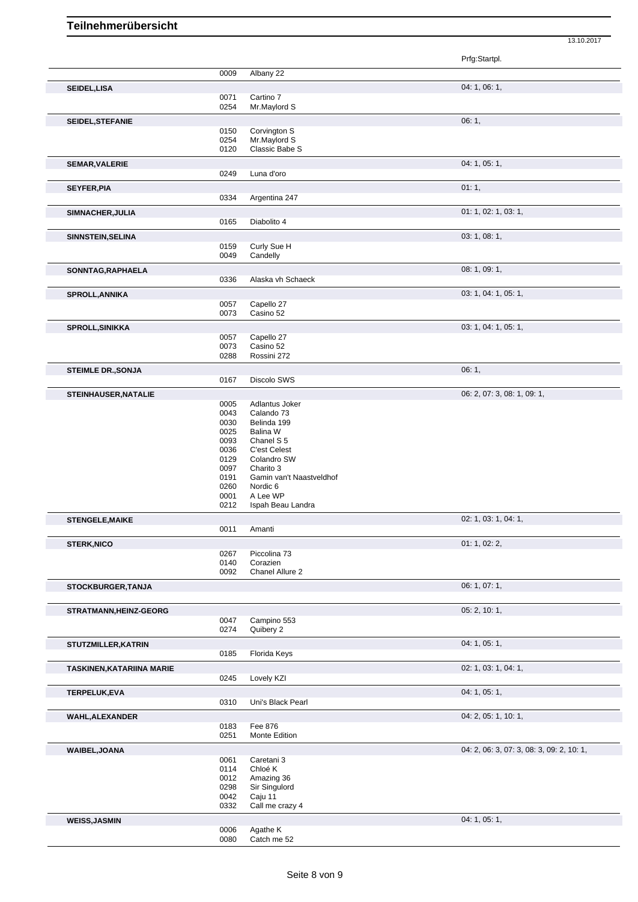# Teilnehmerübersicht

13.10.2017

| Name | Nr. | Pferd | Prfg:Startpl. |
|---|---|---|---|
| | 0009 | Albany 22 | |
| **SEIDEL,LISA** | | | 04: 1, 06: 1, |
| | 0071 | Cartino 7 | |
| | 0254 | Mr.Maylord S | |
| **SEIDEL,STEFANIE** | | | 06: 1, |
| | 0150 | Corvington S | |
| | 0254 | Mr.Maylord S | |
| | 0120 | Classic Babe S | |
| **SEMAR,VALERIE** | | | 04: 1, 05: 1, |
| | 0249 | Luna d'oro | |
| **SEYFER,PIA** | | | 01: 1, |
| | 0334 | Argentina 247 | |
| **SIMNACHER,JULIA** | | | 01: 1, 02: 1, 03: 1, |
| | 0165 | Diabolito 4 | |
| **SINNSTEIN,SELINA** | | | 03: 1, 08: 1, |
| | 0159 | Curly Sue H | |
| | 0049 | Candelly | |
| **SONNTAG,RAPHAELA** | | | 08: 1, 09: 1, |
| | 0336 | Alaska vh Schaeck | |
| **SPROLL,ANNIKA** | | | 03: 1, 04: 1, 05: 1, |
| | 0057 | Capello 27 | |
| | 0073 | Casino 52 | |
| **SPROLL,SINIKKA** | | | 03: 1, 04: 1, 05: 1, |
| | 0057 | Capello 27 | |
| | 0073 | Casino 52 | |
| | 0288 | Rossini 272 | |
| **STEIMLE DR.,SONJA** | | | 06: 1, |
| | 0167 | Discolo SWS | |
| **STEINHAUSER,NATALIE** | | | 06: 2, 07: 3, 08: 1, 09: 1, |
| | 0005 | Adlantus Joker | |
| | 0043 | Calando 73 | |
| | 0030 | Belinda 199 | |
| | 0025 | Balina W | |
| | 0093 | Chanel S 5 | |
| | 0036 | C'est Celest | |
| | 0129 | Colandro SW | |
| | 0097 | Charito 3 | |
| | 0191 | Gamin van't Naastveldhof | |
| | 0260 | Nordic 6 | |
| | 0001 | A Lee WP | |
| | 0212 | Ispah Beau Landra | |
| **STENGELE,MAIKE** | | | 02: 1, 03: 1, 04: 1, |
| | 0011 | Amanti | |
| **STERK,NICO** | | | 01: 1, 02: 2, |
| | 0267 | Piccolina 73 | |
| | 0140 | Corazien | |
| | 0092 | Chanel Allure 2 | |
| **STOCKBURGER,TANJA** | | | 06: 1, 07: 1, |
| **STRATMANN,HEINZ-GEORG** | | | 05: 2, 10: 1, |
| | 0047 | Campino 553 | |
| | 0274 | Quibery 2 | |
| **STUTZMILLER,KATRIN** | | | 04: 1, 05: 1, |
| | 0185 | Florida Keys | |
| **TASKINEN,KATARIINA MARIE** | | | 02: 1, 03: 1, 04: 1, |
| | 0245 | Lovely KZI | |
| **TERPELUK,EVA** | | | 04: 1, 05: 1, |
| | 0310 | Uni's Black Pearl | |
| **WAHL,ALEXANDER** | | | 04: 2, 05: 1, 10: 1, |
| | 0183 | Fee 876 | |
| | 0251 | Monte Edition | |
| **WAIBEL,JOANA** | | | 04: 2, 06: 3, 07: 3, 08: 3, 09: 2, 10: 1, |
| | 0061 | Caretani 3 | |
| | 0114 | Chloé K | |
| | 0012 | Amazing 36 | |
| | 0298 | Sir Singulord | |
| | 0042 | Caju 11 | |
| | 0332 | Call me crazy 4 | |
| **WEISS,JASMIN** | | | 04: 1, 05: 1, |
| | 0006 | Agathe K | |
| | 0080 | Catch me 52 | |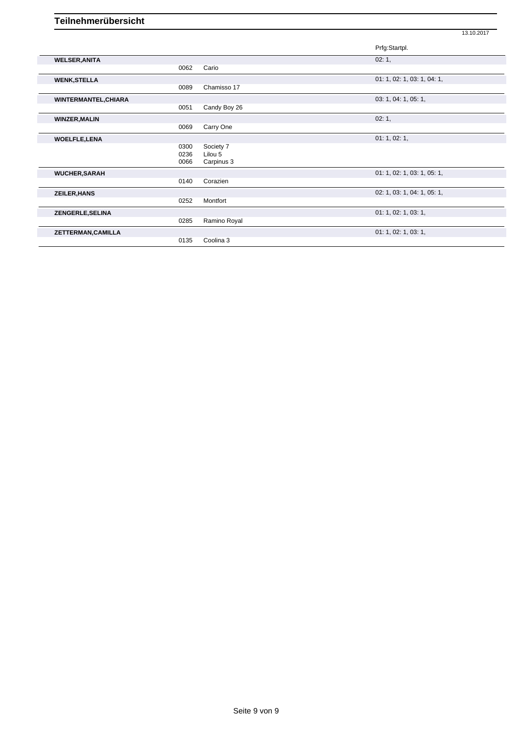# Teilnehmerübersicht

13.10.2017

| | | | Prfg:Startpl. |
|---|---|---|---|
| **WELSER,ANITA** | | | 02: 1, |
| | 0062 | Cario | |
| **WENK,STELLA** | | | 01: 1, 02: 1, 03: 1, 04: 1, |
| | 0089 | Chamisso 17 | |
| **WINTERMANTEL,CHIARA** | | | 03: 1, 04: 1, 05: 1, |
| | 0051 | Candy Boy 26 | |
| **WINZER,MALIN** | | | 02: 1, |
| | 0069 | Carry One | |
| **WOELFLE,LENA** | | | 01: 1, 02: 1, |
| | 0300 | Society 7 | |
| | 0236 | Lilou 5 | |
| | 0066 | Carpinus 3 | |
| **WUCHER,SARAH** | | | 01: 1, 02: 1, 03: 1, 05: 1, |
| | 0140 | Corazien | |
| **ZEILER,HANS** | | | 02: 1, 03: 1, 04: 1, 05: 1, |
| | 0252 | Montfort | |
| **ZENGERLE,SELINA** | | | 01: 1, 02: 1, 03: 1, |
| | 0285 | Ramino Royal | |
| **ZETTERMAN,CAMILLA** | | | 01: 1, 02: 1, 03: 1, |
| | 0135 | Coolina 3 | |